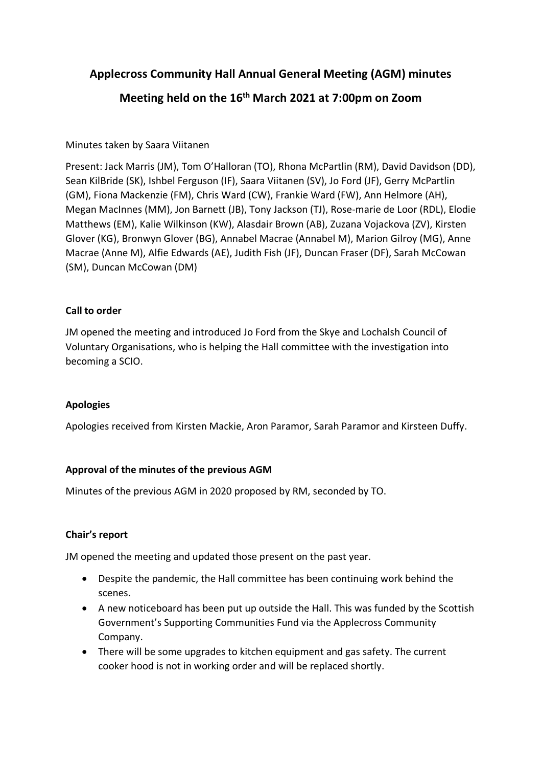# Applecross Community Hall Annual General Meeting (AGM) minutes

## Meeting held on the 16th March 2021 at 7:00pm on Zoom

Minutes taken by Saara Viitanen

Present: Jack Marris (JM), Tom O'Halloran (TO), Rhona McPartlin (RM), David Davidson (DD), Sean KilBride (SK), Ishbel Ferguson (IF), Saara Viitanen (SV), Jo Ford (JF), Gerry McPartlin (GM), Fiona Mackenzie (FM), Chris Ward (CW), Frankie Ward (FW), Ann Helmore (AH), Megan MacInnes (MM), Jon Barnett (JB), Tony Jackson (TJ), Rose-marie de Loor (RDL), Elodie Matthews (EM), Kalie Wilkinson (KW), Alasdair Brown (AB), Zuzana Vojackova (ZV), Kirsten Glover (KG), Bronwyn Glover (BG), Annabel Macrae (Annabel M), Marion Gilroy (MG), Anne Macrae (Anne M), Alfie Edwards (AE), Judith Fish (JF), Duncan Fraser (DF), Sarah McCowan (SM), Duncan McCowan (DM)

### Call to order

JM opened the meeting and introduced Jo Ford from the Skye and Lochalsh Council of Voluntary Organisations, who is helping the Hall committee with the investigation into becoming a SCIO.

### Apologies

Apologies received from Kirsten Mackie, Aron Paramor, Sarah Paramor and Kirsteen Duffy.

### Approval of the minutes of the previous AGM

Minutes of the previous AGM in 2020 proposed by RM, seconded by TO.

### Chair's report

JM opened the meeting and updated those present on the past year.

- Despite the pandemic, the Hall committee has been continuing work behind the scenes.
- A new noticeboard has been put up outside the Hall. This was funded by the Scottish Government's Supporting Communities Fund via the Applecross Community Company.
- There will be some upgrades to kitchen equipment and gas safety. The current cooker hood is not in working order and will be replaced shortly.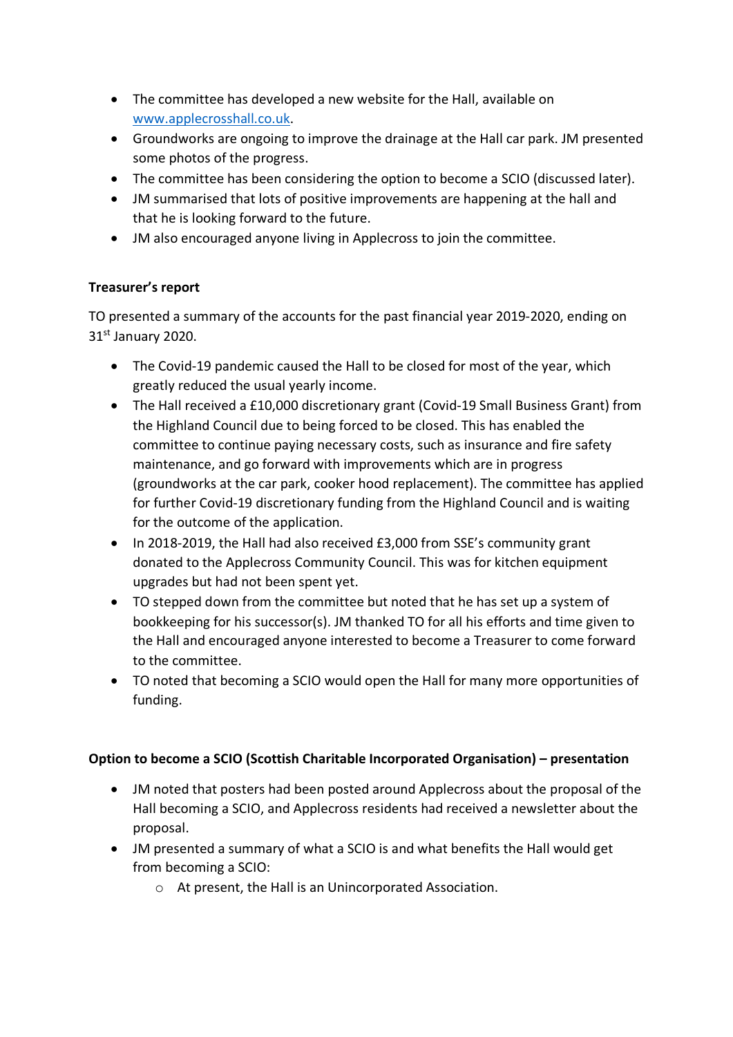- The committee has developed a new website for the Hall, available on [www.applecrosshall.co.uk](http://www.applecrosshall.co.uk).
- Groundworks are ongoing to improve the drainage at the Hall car park. JM presented some photos of the progress.
- The committee has been considering the option to become a SCIO (discussed later).
- JM summarised that lots of positive improvements are happening at the hall and that he is looking forward to the future.
- JM also encouraged anyone living in Applecross to join the committee.

**Treasurer's report**

TO presented a summary of the accounts for the past financial year 2019-2020, ending on 31st January 2020.

- The Covid-19 pandemic caused the Hall to be closed for most of the year, which greatly reduced the usual yearly income.
- The Hall received a £10,000 discretionary grant (Covid-19 Small Business Grant) from the Highland Council due to being forced to be closed. This has enabled the committee to continue paying necessary costs, such as insurance and fire safety maintenance, and go forward with improvements which are in progress (groundworks at the car park, cooker hood replacement). The committee has applied for further Covid-19 discretionary funding from the Highland Council and is waiting for the outcome of the application.
- In 2018-2019, the Hall had also received £3,000 from SSE's community grant donated to the Applecross Community Council. This was for kitchen equipment upgrades but had not been spent yet.
- TO stepped down from the committee but noted that he has set up a system of bookkeeping for his successor(s). JM thanked TO for all his efforts and time given to the Hall and encouraged anyone interested to become a Treasurer to come forward to the committee.
- TO noted that becoming a SCIO would open the Hall for many more opportunities of funding.

**Option to become a SCIO (Scottish Charitable Incorporated Organisation) – presentation**

- JM noted that posters had been posted around Applecross about the proposal of the Hall becoming a SCIO, and Applecross residents had received a newsletter about the proposal.
- JM presented a summary of what a SCIO is and what benefits the Hall would get from becoming a SCIO:
  - At present, the Hall is an Unincorporated Association.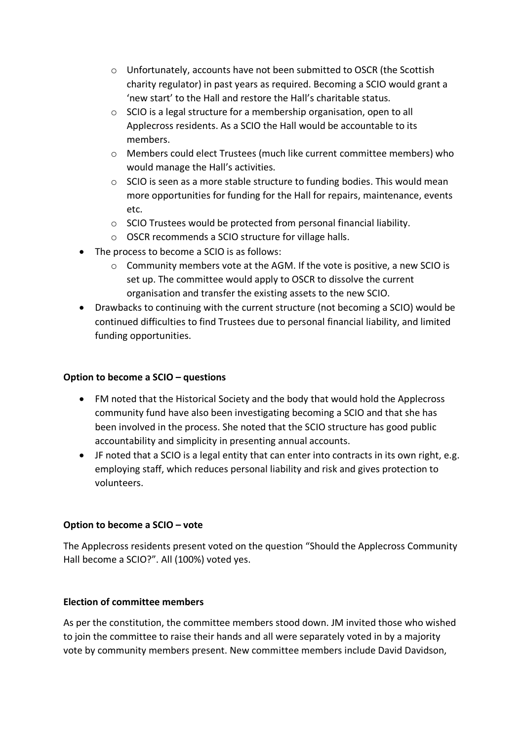- Unfortunately, accounts have not been submitted to OSCR (the Scottish charity regulator) in past years as required. Becoming a SCIO would grant a 'new start' to the Hall and restore the Hall's charitable status.
    - SCIO is a legal structure for a membership organisation, open to all Applecross residents. As a SCIO the Hall would be accountable to its members.
    - Members could elect Trustees (much like current committee members) who would manage the Hall's activities.
    - SCIO is seen as a more stable structure to funding bodies. This would mean more opportunities for funding for the Hall for repairs, maintenance, events etc.
    - SCIO Trustees would be protected from personal financial liability.
    - OSCR recommends a SCIO structure for village halls.
- The process to become a SCIO is as follows:
    - Community members vote at the AGM. If the vote is positive, a new SCIO is set up. The committee would apply to OSCR to dissolve the current organisation and transfer the existing assets to the new SCIO.
- Drawbacks to continuing with the current structure (not becoming a SCIO) would be continued difficulties to find Trustees due to personal financial liability, and limited funding opportunities.

**Option to become a SCIO – questions**

- FM noted that the Historical Society and the body that would hold the Applecross community fund have also been investigating becoming a SCIO and that she has been involved in the process. She noted that the SCIO structure has good public accountability and simplicity in presenting annual accounts.
- JF noted that a SCIO is a legal entity that can enter into contracts in its own right, e.g. employing staff, which reduces personal liability and risk and gives protection to volunteers.

**Option to become a SCIO – vote**

The Applecross residents present voted on the question "Should the Applecross Community Hall become a SCIO?". All (100%) voted yes.

**Election of committee members**

As per the constitution, the committee members stood down. JM invited those who wished to join the committee to raise their hands and all were separately voted in by a majority vote by community members present. New committee members include David Davidson,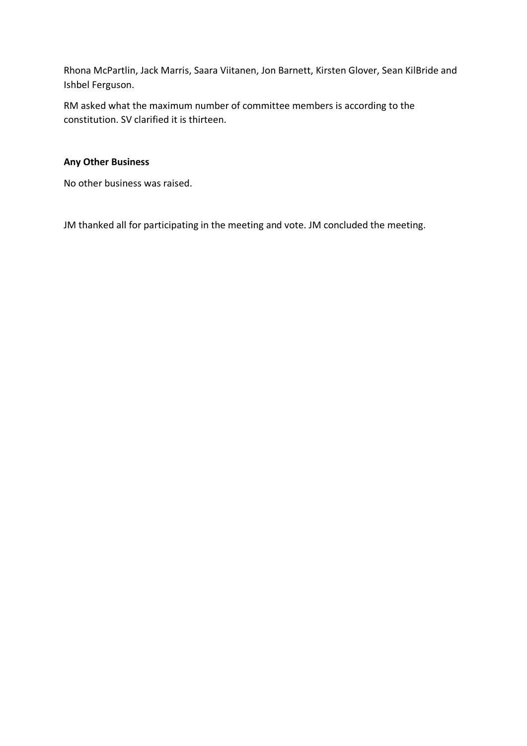Rhona McPartlin, Jack Marris, Saara Viitanen, Jon Barnett, Kirsten Glover, Sean KilBride and Ishbel Ferguson.

RM asked what the maximum number of committee members is according to the constitution. SV clarified it is thirteen.

**Any Other Business**

No other business was raised.

JM thanked all for participating in the meeting and vote. JM concluded the meeting.